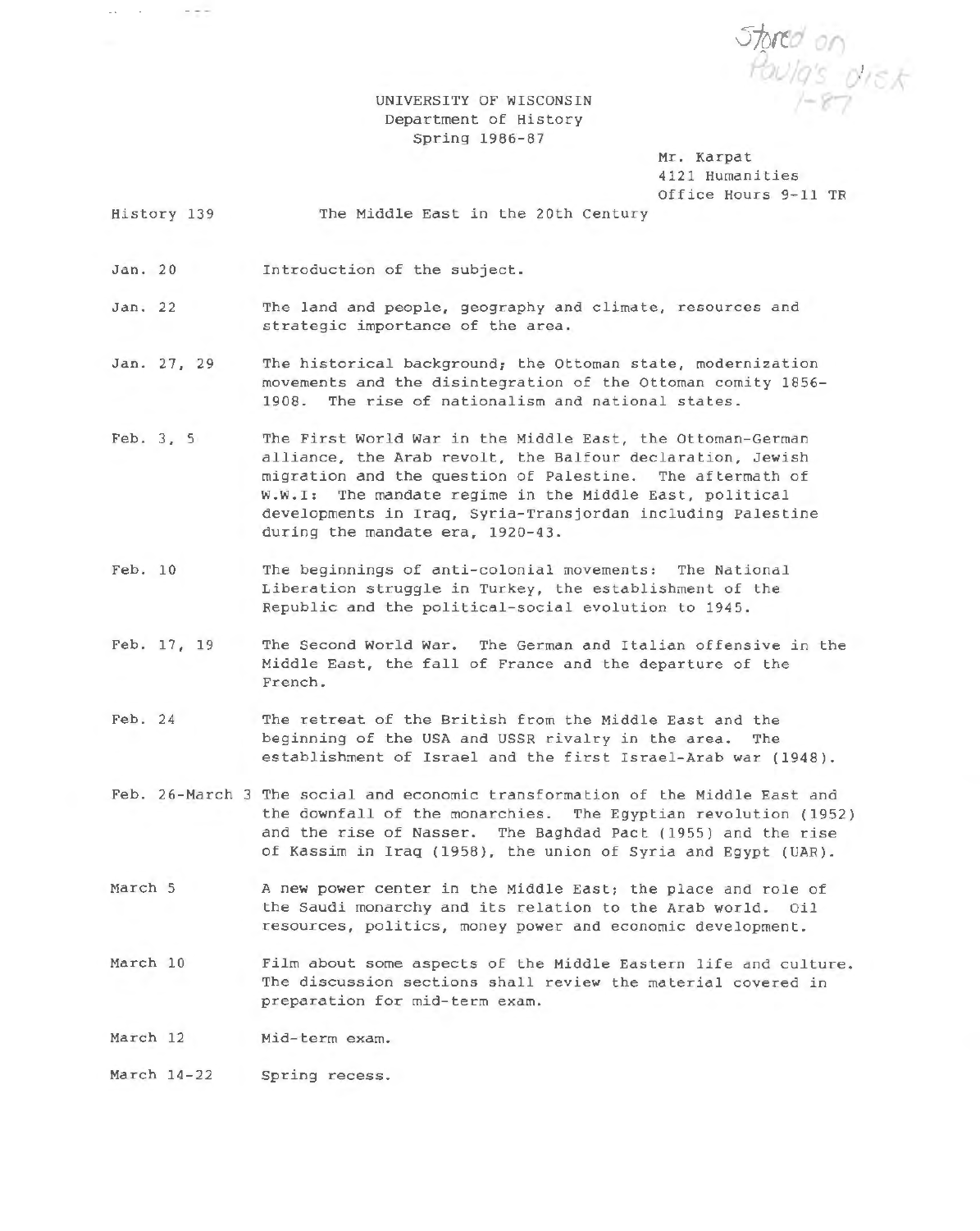Stored on Paula's disk 1-87

UNIVERSITY OF WISCONSIN
Department of History
Spring 1986-87

Mr. Karpat
4121 Humanities
Office Hours 9-11 TR

History 139 — The Middle East in the 20th Century

| | |
|---|---|
| Jan. 20 | Introduction of the subject. |
| Jan. 22 | The land and people, geography and climate, resources and strategic importance of the area. |
| Jan. 27, 29 | The historical background; the Ottoman state, modernization movements and the disintegration of the Ottoman comity 1856-1908. The rise of nationalism and national states. |
| Feb. 3, 5 | The First World War in the Middle East, the Ottoman-German alliance, the Arab revolt, the Balfour declaration, Jewish migration and the question of Palestine. The aftermath of W.W.I: The mandate regime in the Middle East, political developments in Iraq, Syria-Transjordan including Palestine during the mandate era, 1920-43. |
| Feb. 10 | The beginnings of anti-colonial movements: The National Liberation struggle in Turkey, the establishment of the Republic and the political-social evolution to 1945. |
| Feb. 17, 19 | The Second World War. The German and Italian offensive in the Middle East, the fall of France and the departure of the French. |
| Feb. 24 | The retreat of the British from the Middle East and the beginning of the USA and USSR rivalry in the area. The establishment of Israel and the first Israel-Arab war (1948). |
| Feb. 26-March 3 | The social and economic transformation of the Middle East and the downfall of the monarchies. The Egyptian revolution (1952) and the rise of Nasser. The Baghdad Pact (1955) and the rise of Kassim in Iraq (1958), the union of Syria and Egypt (UAR). |
| March 5 | A new power center in the Middle East; the place and role of the Saudi monarchy and its relation to the Arab world. Oil resources, politics, money power and economic development. |
| March 10 | Film about some aspects of the Middle Eastern life and culture. The discussion sections shall review the material covered in preparation for mid-term exam. |
| March 12 | Mid-term exam. |
| March 14-22 | Spring recess. |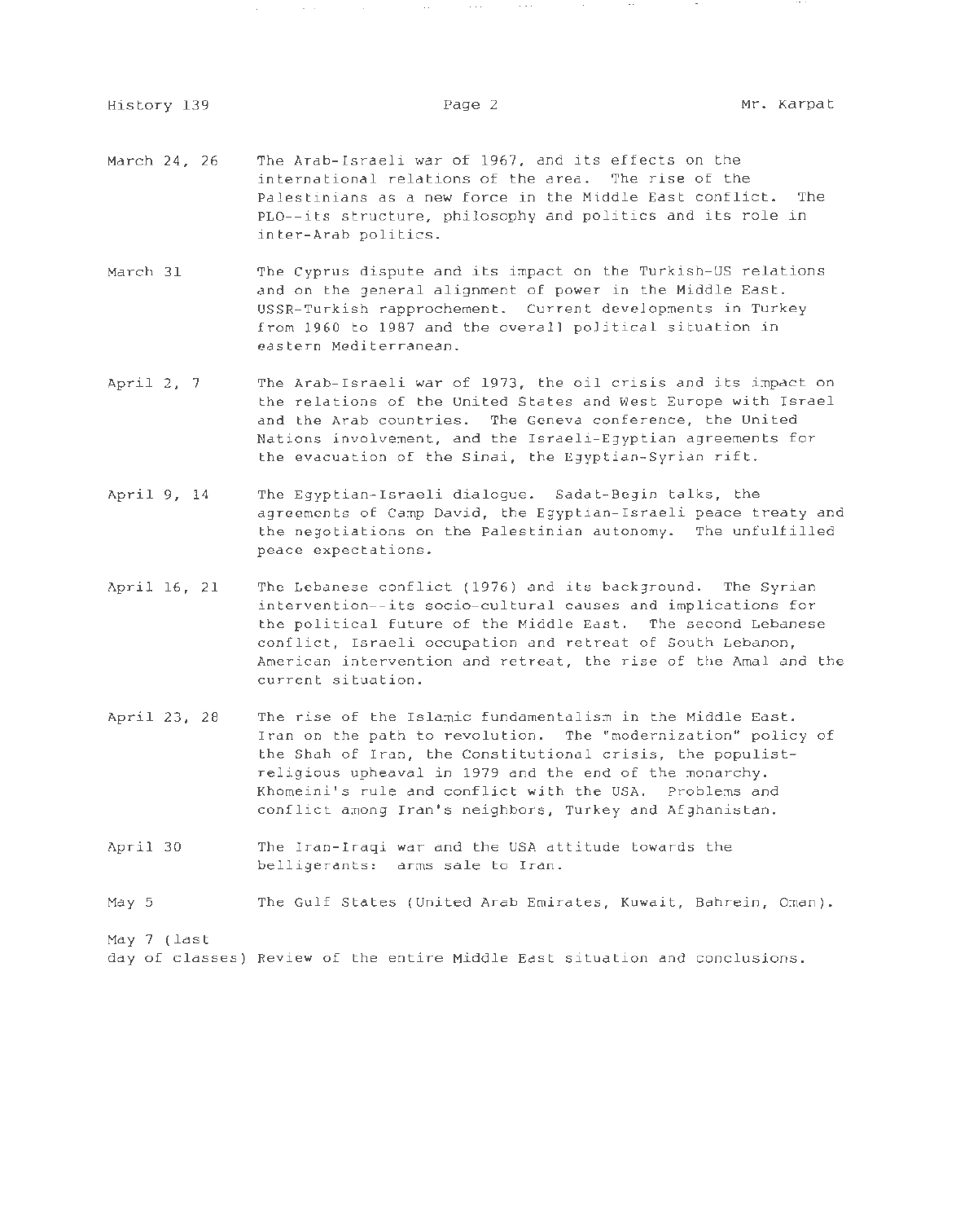| | |
|---|---|
| March 24, 26 | The Arab-Israeli war of 1967, and its effects on the international relations of the area. The rise of the Palestinians as a new force in the Middle East conflict. The PLO--its structure, philosophy and politics and its role in inter-Arab politics. |
| March 31 | The Cyprus dispute and its impact on the Turkish-US relations and on the general alignment of power in the Middle East. USSR-Turkish rapprochement. Current developments in Turkey from 1960 to 1987 and the overall political situation in eastern Mediterranean. |
| April 2, 7 | The Arab-Israeli war of 1973, the oil crisis and its impact on the relations of the United States and West Europe with Israel and the Arab countries. The Geneva conference, the United Nations involvement, and the Israeli-Egyptian agreements for the evacuation of the Sinai, the Egyptian-Syrian rift. |
| April 9, 14 | The Egyptian-Israeli dialogue. Sadat-Begin talks, the agreements of Camp David, the Egyptian-Israeli peace treaty and the negotiations on the Palestinian autonomy. The unfulfilled peace expectations. |
| April 16, 21 | The Lebanese conflict (1976) and its background. The Syrian intervention--its socio-cultural causes and implications for the political future of the Middle East. The second Lebanese conflict, Israeli occupation and retreat of South Lebanon, American intervention and retreat, the rise of the Amal and the current situation. |
| April 23, 28 | The rise of the Islamic fundamentalism in the Middle East. Iran on the path to revolution. The "modernization" policy of the Shah of Iran, the Constitutional crisis, the populist-religious upheaval in 1979 and the end of the monarchy. Khomeini's rule and conflict with the USA. Problems and conflict among Iran's neighbors, Turkey and Afghanistan. |
| April 30 | The Iran-Iraqi war and the USA attitude towards the belligerants: arms sale to Iran. |
| May 5 | The Gulf States (United Arab Emirates, Kuwait, Bahrein, Oman). |
| May 7 (last day of classes) | Review of the entire Middle East situation and conclusions. |